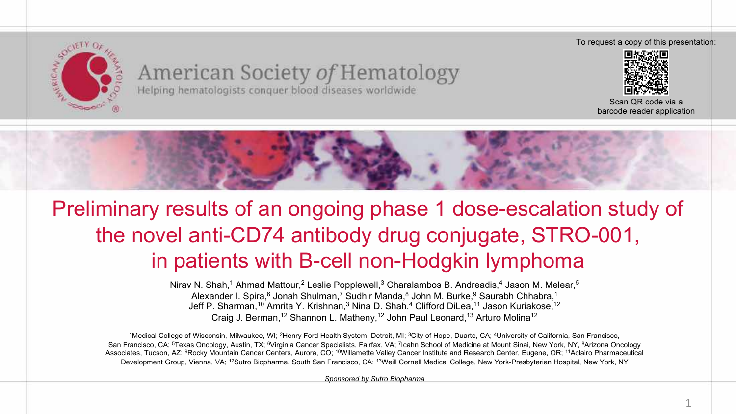American Society of Hematology

Helping hematologists conquer blood diseases worldwide

To request a copy of this presentation:

Scan QR code via a barcode reader application

# Preliminary results of an ongoing phase 1 dose-escalation study of the novel anti-CD74 antibody drug conjugate, STRO-001, in patients with B-cell non-Hodgkin lymphoma

Nirav N. Shah,[1] Ahmad Mattour,[2] Leslie Popplewell,[3] Charalambos B. Andreadis,[4] Jason M. Melear,[5] Alexander I. Spira,[6] Jonah Shulman,[7] Sudhir Manda,[8] John M. Burke,[9] Saurabh Chhabra,[1] Jeff P. Sharman,[10] Amrita Y. Krishnan,[3] Nina D. Shah,[4] Clifford DiLea,[11] Jason Kuriakose,[12] Craig J. Berman,[12] Shannon L. Matheny,[12] John Paul Leonard,[13] Arturo Molina[12]

[1]Medical College of Wisconsin, Milwaukee, WI; [2]Henry Ford Health System, Detroit, MI; [3]City of Hope, Duarte, CA; [4]University of California, San Francisco, San Francisco, CA; [5]Texas Oncology, Austin, TX; [6]Virginia Cancer Specialists, Fairfax, VA; [7]Icahn School of Medicine at Mount Sinai, New York, NY, [8]Arizona Oncology Associates, Tucson, AZ; [9]Rocky Mountain Cancer Centers, Aurora, CO; [10]Willamette Valley Cancer Institute and Research Center, Eugene, OR; [11]Aclairo Pharmaceutical Development Group, Vienna, VA; [12]Sutro Biopharma, South San Francisco, CA; [13]Weill Cornell Medical College, New York-Presbyterian Hospital, New York, NY

*Sponsored by Sutro Biopharma*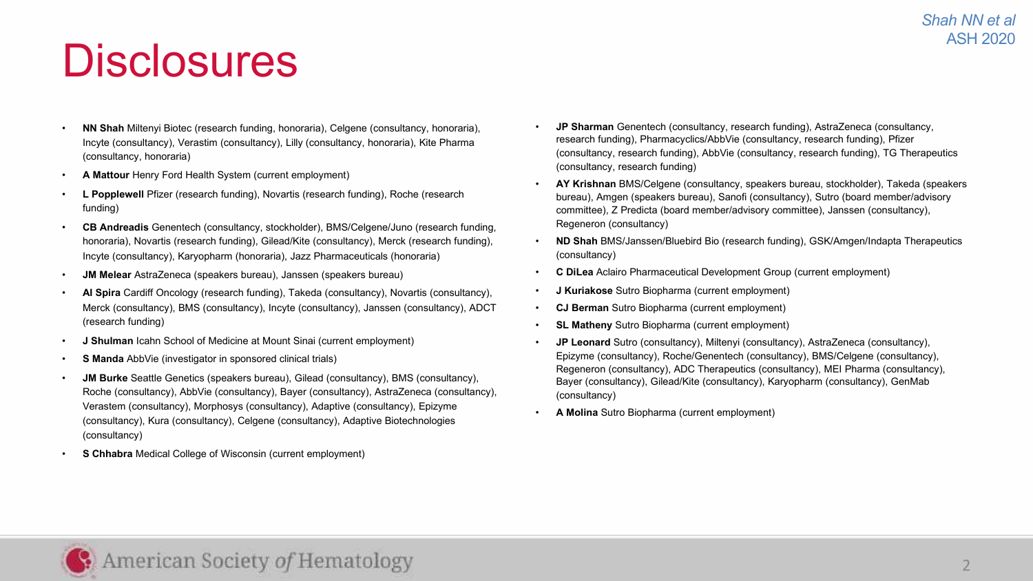# Disclosures

- **NN Shah** Miltenyi Biotec (research funding, honoraria), Celgene (consultancy, honoraria), Incyte (consultancy), Verastim (consultancy), Lilly (consultancy, honoraria), Kite Pharma (consultancy, honoraria)
- **A Mattour** Henry Ford Health System (current employment)
- **L Popplewell** Pfizer (research funding), Novartis (research funding), Roche (research funding)
- **CB Andreadis** Genentech (consultancy, stockholder), BMS/Celgene/Juno (research funding, honoraria), Novartis (research funding), Gilead/Kite (consultancy), Merck (research funding), Incyte (consultancy), Karyopharm (honoraria), Jazz Pharmaceuticals (honoraria)
- **JM Melear** AstraZeneca (speakers bureau), Janssen (speakers bureau)
- **AI Spira** Cardiff Oncology (research funding), Takeda (consultancy), Novartis (consultancy), Merck (consultancy), BMS (consultancy), Incyte (consultancy), Janssen (consultancy), ADCT (research funding)
- **J Shulman** Icahn School of Medicine at Mount Sinai (current employment)
- **S Manda** AbbVie (investigator in sponsored clinical trials)
- **JM Burke** Seattle Genetics (speakers bureau), Gilead (consultancy), BMS (consultancy), Roche (consultancy), AbbVie (consultancy), Bayer (consultancy), AstraZeneca (consultancy), Verastem (consultancy), Morphosys (consultancy), Adaptive (consultancy), Epizyme (consultancy), Kura (consultancy), Celgene (consultancy), Adaptive Biotechnologies (consultancy)
- **S Chhabra** Medical College of Wisconsin (current employment)
- **JP Sharman** Genentech (consultancy, research funding), AstraZeneca (consultancy, research funding), Pharmacyclics/AbbVie (consultancy, research funding), Pfizer (consultancy, research funding), AbbVie (consultancy, research funding), TG Therapeutics (consultancy, research funding)
- **AY Krishnan** BMS/Celgene (consultancy, speakers bureau, stockholder), Takeda (speakers bureau), Amgen (speakers bureau), Sanofi (consultancy), Sutro (board member/advisory committee), Z Predicta (board member/advisory committee), Janssen (consultancy), Regeneron (consultancy)
- **ND Shah** BMS/Janssen/Bluebird Bio (research funding), GSK/Amgen/Indapta Therapeutics (consultancy)
- **C DiLea** Aclairo Pharmaceutical Development Group (current employment)
- **J Kuriakose** Sutro Biopharma (current employment)
- **CJ Berman** Sutro Biopharma (current employment)
- **SL Matheny** Sutro Biopharma (current employment)
- **JP Leonard** Sutro (consultancy), Miltenyi (consultancy), AstraZeneca (consultancy), Epizyme (consultancy), Roche/Genentech (consultancy), BMS/Celgene (consultancy), Regeneron (consultancy), ADC Therapeutics (consultancy), MEI Pharma (consultancy), Bayer (consultancy), Gilead/Kite (consultancy), Karyopharm (consultancy), GenMab (consultancy)
- **A Molina** Sutro Biopharma (current employment)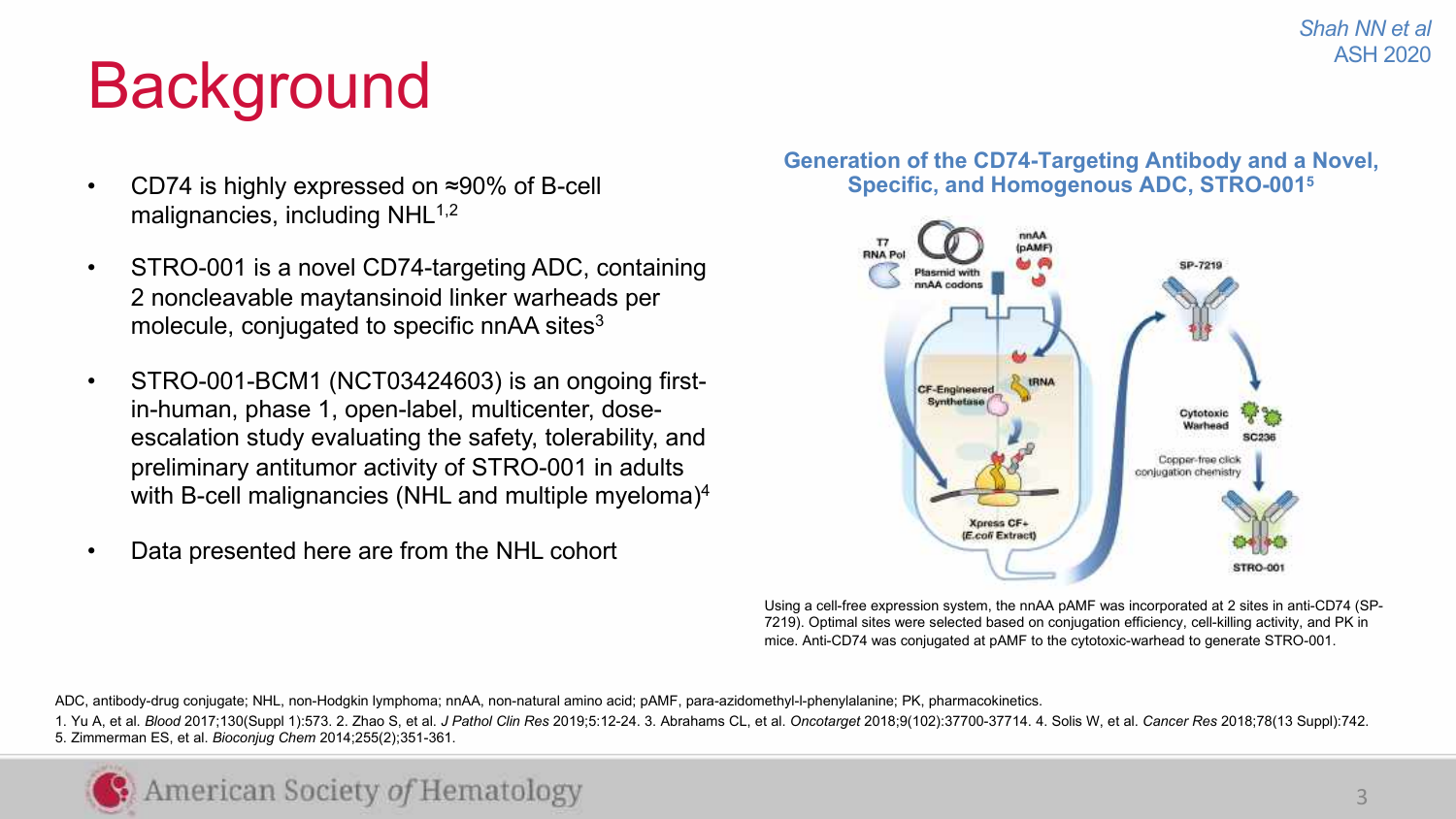# Background

- CD74 is highly expressed on ≈90% of B-cell malignancies, including NHL[1,2]
- STRO-001 is a novel CD74-targeting ADC, containing 2 noncleavable maytansinoid linker warheads per molecule, conjugated to specific nnAA sites[3]
- STRO-001-BCM1 (NCT03424603) is an ongoing first-in-human, phase 1, open-label, multicenter, dose-escalation study evaluating the safety, tolerability, and preliminary antitumor activity of STRO-001 in adults with B-cell malignancies (NHL and multiple myeloma)[4]
- Data presented here are from the NHL cohort

**Generation of the CD74-Targeting Antibody and a Novel, Specific, and Homogenous ADC, STRO-001[5]**

T7 RNA Pol; Plasmid with nnAA codons; nnAA (pAMF); CF-Engineered Synthetase; tRNA; Xpress CF+ (*E.coli* Extract); SP-7219; Cytotoxic Warhead; SC236; Copper-free click conjugation chemistry; STRO-001

Using a cell-free expression system, the nnAA pAMF was incorporated at 2 sites in anti-CD74 (SP-7219). Optimal sites were selected based on conjugation efficiency, cell-killing activity, and PK in mice. Anti-CD74 was conjugated at pAMF to the cytotoxic-warhead to generate STRO-001.

ADC, antibody-drug conjugate; NHL, non-Hodgkin lymphoma; nnAA, non-natural amino acid; pAMF, para-azidomethyl-l-phenylalanine; PK, pharmacokinetics.

1. Yu A, et al. *Blood* 2017;130(Suppl 1):573. 2. Zhao S, et al. *J Pathol Clin Res* 2019;5:12-24. 3. Abrahams CL, et al. *Oncotarget* 2018;9(102):37700-37714. 4. Solis W, et al. *Cancer Res* 2018;78(13 Suppl):742. 5. Zimmerman ES, et al. *Bioconjug Chem* 2014;255(2);351-361.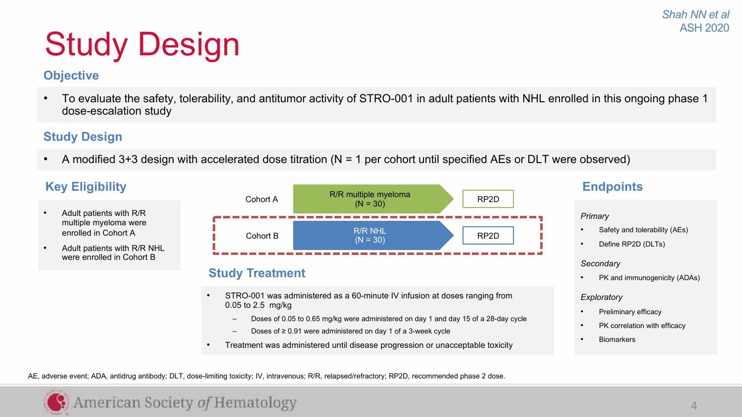# Study Design

*Shah NN et al*
ASH 2020

## Objective

- To evaluate the safety, tolerability, and antitumor activity of STRO-001 in adult patients with NHL enrolled in this ongoing phase 1 dose-escalation study

## Study Design

- A modified 3+3 design with accelerated dose titration (N = 1 per cohort until specified AEs or DLT were observed)

## Key Eligibility

- Adult patients with R/R multiple myeloma were enrolled in Cohort A
- Adult patients with R/R NHL were enrolled in Cohort B

| Cohort | Population | |
|---|---|---|
| Cohort A | R/R multiple myeloma (N = 30) | RP2D |
| Cohort B | R/R NHL (N = 30) | RP2D |

## Study Treatment

- STRO-001 was administered as a 60-minute IV infusion at doses ranging from 0.05 to 2.5 mg/kg
  - Doses of 0.05 to 0.65 mg/kg were administered on day 1 and day 15 of a 28-day cycle
  - Doses of ≥ 0.91 were administered on day 1 of a 3-week cycle
- Treatment was administered until disease progression or unacceptable toxicity

## Endpoints

*Primary*

- Safety and tolerability (AEs)
- Define RP2D (DLTs)

*Secondary*

- PK and immunogenicity (ADAs)

*Exploratory*

- Preliminary efficacy
- PK correlation with efficacy
- Biomarkers

AE, adverse event; ADA, antidrug antibody; DLT, dose-limiting toxicity; IV, intravenous; R/R, relapsed/refractory; RP2D, recommended phase 2 dose.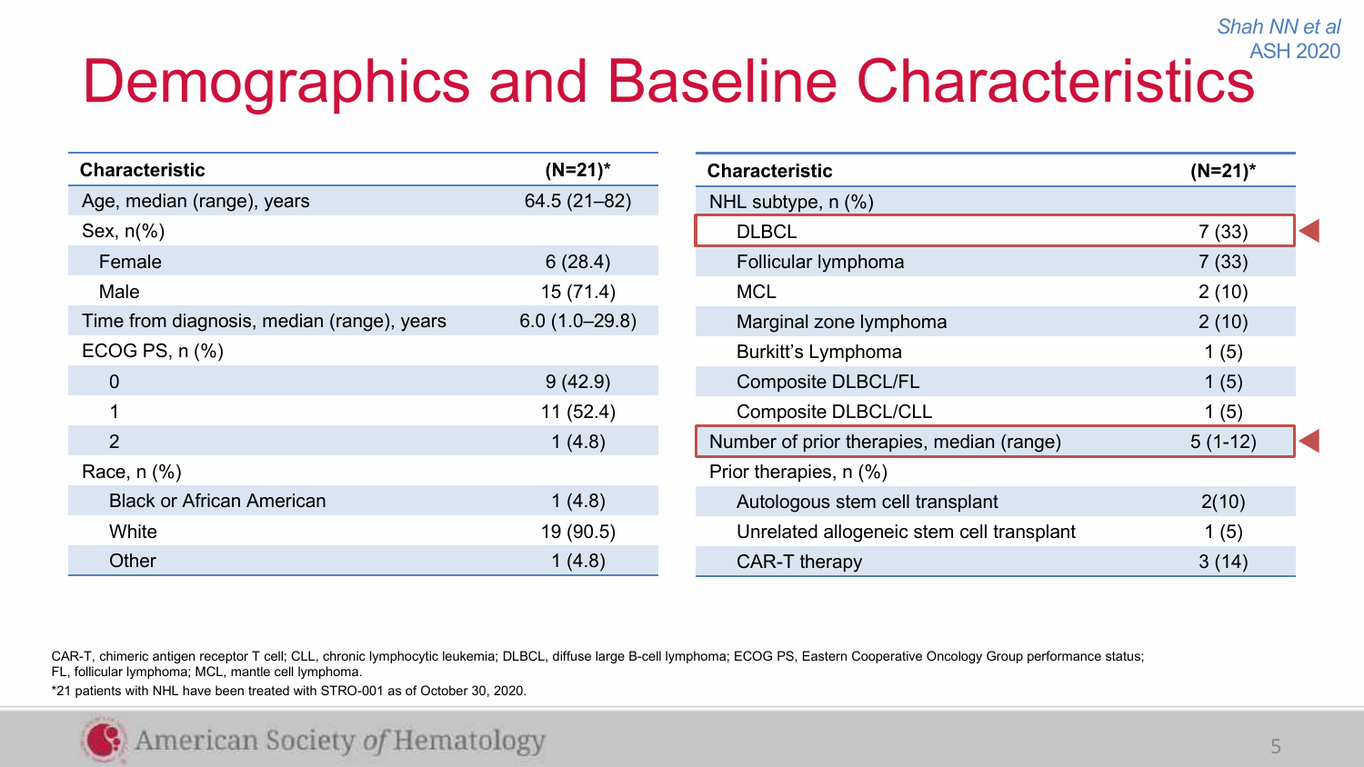# Demographics and Baseline Characteristics

Shah NN et al
ASH 2020

| Characteristic | (N=21)* |
|---|---|
| Age, median (range), years | 64.5 (21–82) |
| Sex, n(%) | |
| Female | 6 (28.4) |
| Male | 15 (71.4) |
| Time from diagnosis, median (range), years | 6.0 (1.0–29.8) |
| ECOG PS, n (%) | |
| 0 | 9 (42.9) |
| 1 | 11 (52.4) |
| 2 | 1 (4.8) |
| Race, n (%) | |
| Black or African American | 1 (4.8) |
| White | 19 (90.5) |
| Other | 1 (4.8) |

| Characteristic | (N=21)* |
|---|---|
| NHL subtype, n (%) | |
| DLBCL | 7 (33) |
| Follicular lymphoma | 7 (33) |
| MCL | 2 (10) |
| Marginal zone lymphoma | 2 (10) |
| Burkitt's Lymphoma | 1 (5) |
| Composite DLBCL/FL | 1 (5) |
| Composite DLBCL/CLL | 1 (5) |
| Number of prior therapies, median (range) | 5 (1-12) |
| Prior therapies, n (%) | |
| Autologous stem cell transplant | 2(10) |
| Unrelated allogeneic stem cell transplant | 1 (5) |
| CAR-T therapy | 3 (14) |

CAR-T, chimeric antigen receptor T cell; CLL, chronic lymphocytic leukemia; DLBCL, diffuse large B-cell lymphoma; ECOG PS, Eastern Cooperative Oncology Group performance status; FL, follicular lymphoma; MCL, mantle cell lymphoma.

*21 patients with NHL have been treated with STRO-001 as of October 30, 2020.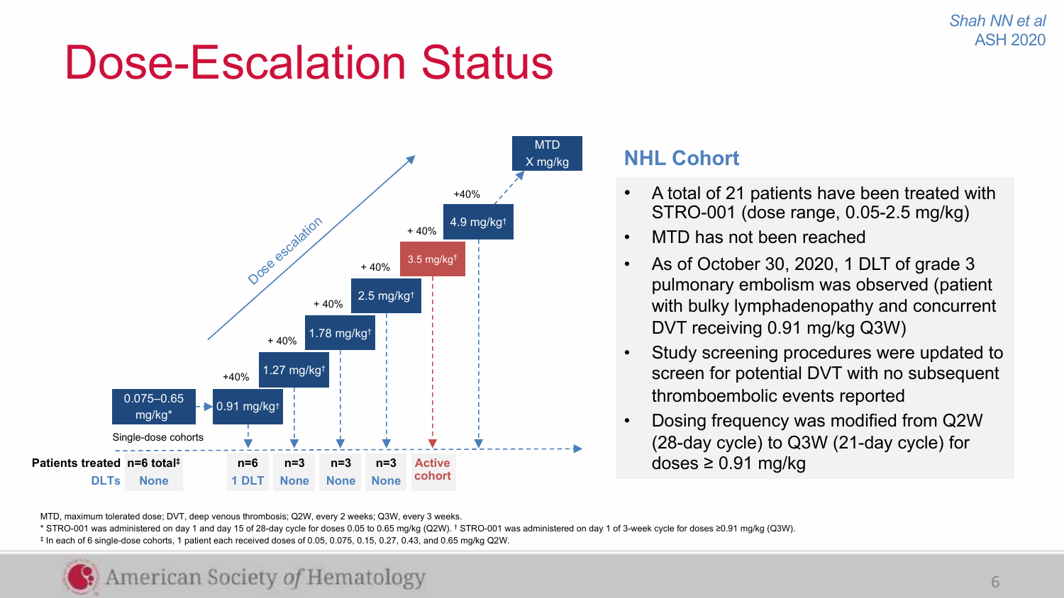# Dose-Escalation Status

Dose escalation

| Dose | Patients treated | DLTs |
| --- | --- | --- |
| 0.075–0.65 mg/kg* (Single-dose cohorts) | n=6 total‡ | None |
| 0.91 mg/kg† (+40%) | n=6 | 1 DLT |
| 1.27 mg/kg† (+40%) | n=3 | None |
| 1.78 mg/kg† (+40%) | n=3 | None |
| 2.5 mg/kg† (+40%) | n=3 | None |
| 3.5 mg/kg† (+40%) | Active cohort | |
| 4.9 mg/kg† (+40%) | | |
| MTD X mg/kg (+40%) | | |

## NHL Cohort

- A total of 21 patients have been treated with STRO-001 (dose range, 0.05-2.5 mg/kg)
- MTD has not been reached
- As of October 30, 2020, 1 DLT of grade 3 pulmonary embolism was observed (patient with bulky lymphadenopathy and concurrent DVT receiving 0.91 mg/kg Q3W)
- Study screening procedures were updated to screen for potential DVT with no subsequent thromboembolic events reported
- Dosing frequency was modified from Q2W (28-day cycle) to Q3W (21-day cycle) for doses ≥ 0.91 mg/kg

MTD, maximum tolerated dose; DVT, deep venous thrombosis; Q2W, every 2 weeks; Q3W, every 3 weeks.
* STRO-001 was administered on day 1 and day 15 of 28-day cycle for doses 0.05 to 0.65 mg/kg (Q2W). † STRO-001 was administered on day 1 of 3-week cycle for doses ≥0.91 mg/kg (Q3W).
‡ In each of 6 single-dose cohorts, 1 patient each received doses of 0.05, 0.075, 0.15, 0.27, 0.43, and 0.65 mg/kg Q2W.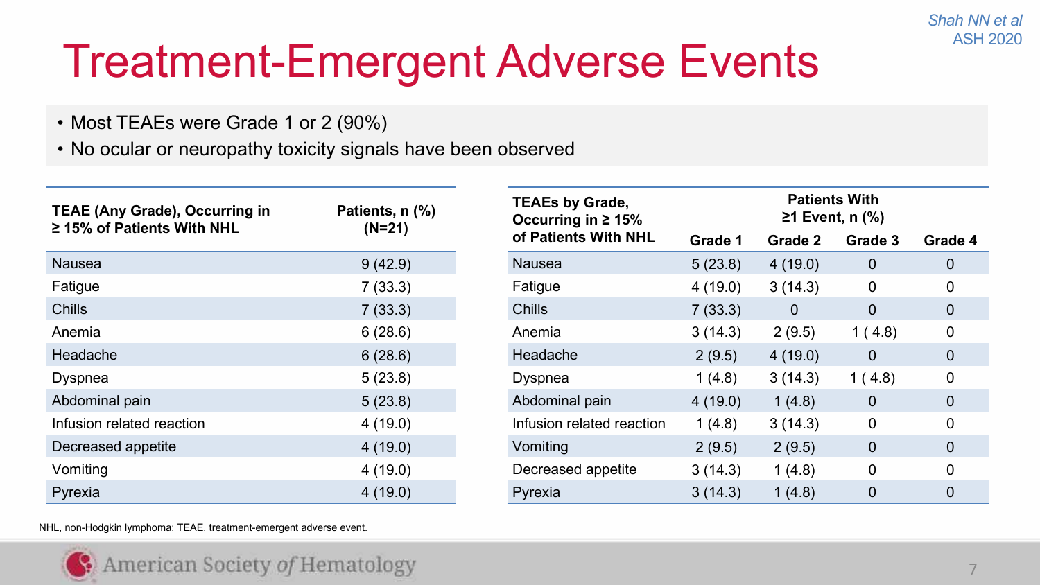# Treatment-Emergent Adverse Events

- Most TEAEs were Grade 1 or 2 (90%)
- No ocular or neuropathy toxicity signals have been observed

| TEAE (Any Grade), Occurring in ≥ 15% of Patients With NHL | Patients, n (%) (N=21) |
|---|---|
| Nausea | 9 (42.9) |
| Fatigue | 7 (33.3) |
| Chills | 7 (33.3) |
| Anemia | 6 (28.6) |
| Headache | 6 (28.6) |
| Dyspnea | 5 (23.8) |
| Abdominal pain | 5 (23.8) |
| Infusion related reaction | 4 (19.0) |
| Decreased appetite | 4 (19.0) |
| Vomiting | 4 (19.0) |
| Pyrexia | 4 (19.0) |

| TEAEs by Grade, Occurring in ≥ 15% of Patients With NHL | Patients With ≥1 Event, n (%) | | | |
|---|---|---|---|---|
| | Grade 1 | Grade 2 | Grade 3 | Grade 4 |
| Nausea | 5 (23.8) | 4 (19.0) | 0 | 0 |
| Fatigue | 4 (19.0) | 3 (14.3) | 0 | 0 |
| Chills | 7 (33.3) | 0 | 0 | 0 |
| Anemia | 3 (14.3) | 2 (9.5) | 1 ( 4.8) | 0 |
| Headache | 2 (9.5) | 4 (19.0) | 0 | 0 |
| Dyspnea | 1 (4.8) | 3 (14.3) | 1 ( 4.8) | 0 |
| Abdominal pain | 4 (19.0) | 1 (4.8) | 0 | 0 |
| Infusion related reaction | 1 (4.8) | 3 (14.3) | 0 | 0 |
| Vomiting | 2 (9.5) | 2 (9.5) | 0 | 0 |
| Decreased appetite | 3 (14.3) | 1 (4.8) | 0 | 0 |
| Pyrexia | 3 (14.3) | 1 (4.8) | 0 | 0 |

NHL, non-Hodgkin lymphoma; TEAE, treatment-emergent adverse event.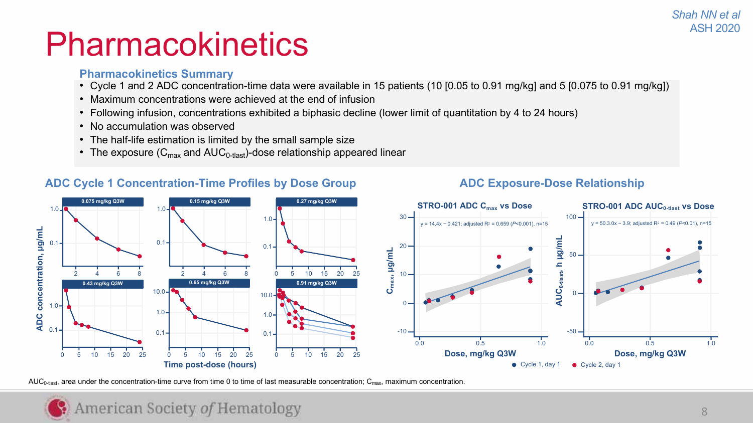# Pharmacokinetics

Shah NN et al
ASH 2020

### Pharmacokinetics Summary

- Cycle 1 and 2 ADC concentration-time data were available in 15 patients (10 [0.05 to 0.91 mg/kg] and 5 [0.075 to 0.91 mg/kg])
- Maximum concentrations were achieved at the end of infusion
- Following infusion, concentrations exhibited a biphasic decline (lower limit of quantitation by 4 to 24 hours)
- No accumulation was observed
- The half-life estimation is limited by the small sample size
- The exposure ($C_{max}$ and $AUC_{0\text{-tlast}}$)-dose relationship appeared linear

### ADC Cycle 1 Concentration-Time Profiles by Dose Group

### ADC Exposure-Dose Relationship

STRO-001 ADC $C_{max}$ vs Dose: $y = 14.4x - 0.421$; adjusted $R^2 = 0.659$ ($P<0.001$), n=15

STRO-001 ADC $AUC_{0\text{-tlast}}$ vs Dose: $y = 50.3.0x - 3.9$; adjusted $R^2 = 0.49$ ($P<0.01$), n=15

● Cycle 1, day 1 ● Cycle 2, day 1

$AUC_{0\text{-tlast}}$, area under the concentration-time curve from time 0 to time of last measurable concentration; $C_{max}$, maximum concentration.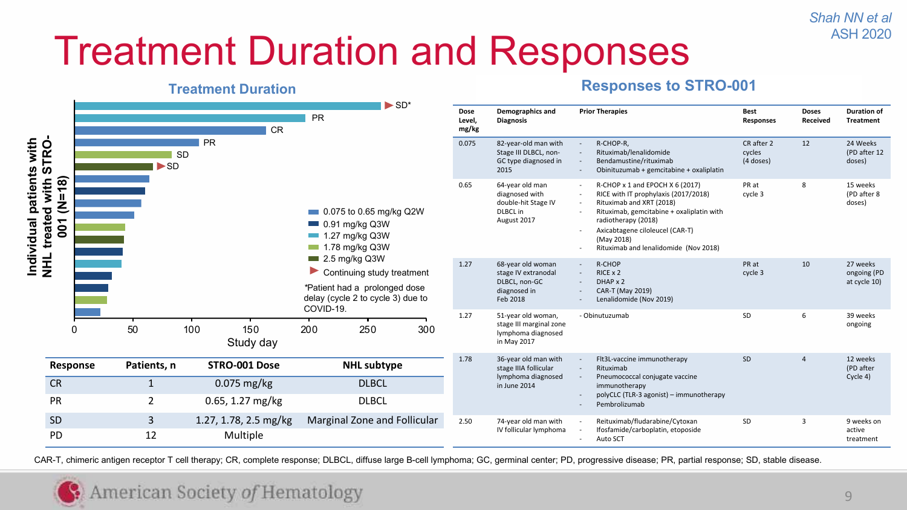Shah NN et al
ASH 2020

# Treatment Duration and Responses

## Treatment Duration

Individual patients with NHL treated with STRO-001 (N=18)

- 0.075 to 0.65 mg/kg Q2W
- 0.91 mg/kg Q3W
- 1.27 mg/kg Q3W
- 1.78 mg/kg Q3W
- 2.5 mg/kg Q3W
- ► Continuing study treatment

*Patient had a prolonged dose delay (cycle 2 to cycle 3) due to COVID-19.

Study day (0, 50, 100, 150, 200, 250, 300)

| Response | Patients, n | STRO-001 Dose | NHL subtype |
|---|---|---|---|
| CR | 1 | 0.075 mg/kg | DLBCL |
| PR | 2 | 0.65, 1.27 mg/kg | DLBCL |
| SD | 3 | 1.27, 1.78, 2.5 mg/kg | Marginal Zone and Follicular |
| PD | 12 | Multiple | |

## Responses to STRO-001

| Dose Level, mg/kg | Demographics and Diagnosis | Prior Therapies | Best Responses | Doses Received | Duration of Treatment |
|---|---|---|---|---|---|
| 0.075 | 82-year-old man with Stage III DLBCL, non-GC type diagnosed in 2015 | - R-CHOP-R,<br>- Rituximab/lenalidomide<br>- Bendamustine/rituximab<br>- Obinituzumab + gemcitabine + oxaliplatin | CR after 2 cycles (4 doses) | 12 | 24 Weeks (PD after 12 doses) |
| 0.65 | 64-year old man diagnosed with double-hit Stage IV DLBCL in August 2017 | - R-CHOP x 1 and EPOCH X 6 (2017)<br>- RICE with IT prophylaxis (2017/2018)<br>- Rituximab and XRT (2018)<br>- Rituximab, gemcitabine + oxaliplatin with radiotherapy (2018)<br>- Axicabtagene ciloleucel (CAR-T) (May 2018)<br>- Rituximab and lenalidomide (Nov 2018) | PR at cycle 3 | 8 | 15 weeks (PD after 8 doses) |
| 1.27 | 68-year old woman stage IV extranodal DLBCL, non-GC diagnosed in Feb 2018 | - R-CHOP<br>- RICE x 2<br>- DHAP x 2<br>- CAR-T (May 2019)<br>- Lenalidomide (Nov 2019) | PR at cycle 3 | 10 | 27 weeks ongoing (PD at cycle 10) |
| 1.27 | 51-year old woman, stage III marginal zone lymphoma diagnosed in May 2017 | - Obinutuzumab | SD | 6 | 39 weeks ongoing |
| 1.78 | 36-year old man with stage IIIA follicular lymphoma diagnosed in June 2014 | - Flt3L-vaccine immunotherapy<br>- Rituximab<br>- Pneumococcal conjugate vaccine immunotherapy<br>- polyCLC (TLR-3 agonist) – immunotherapy<br>- Pembrolizumab | SD | 4 | 12 weeks (PD after Cycle 4) |
| 2.50 | 74-year old man with IV follicular lymphoma | - Reituximab/fludarabine/Cytoxan<br>- Ifosfamide/carboplatin, etoposide<br>- Auto SCT | SD | 3 | 9 weeks on active treatment |

CAR-T, chimeric antigen receptor T cell therapy; CR, complete response; DLBCL, diffuse large B-cell lymphoma; GC, germinal center; PD, progressive disease; PR, partial response; SD, stable disease.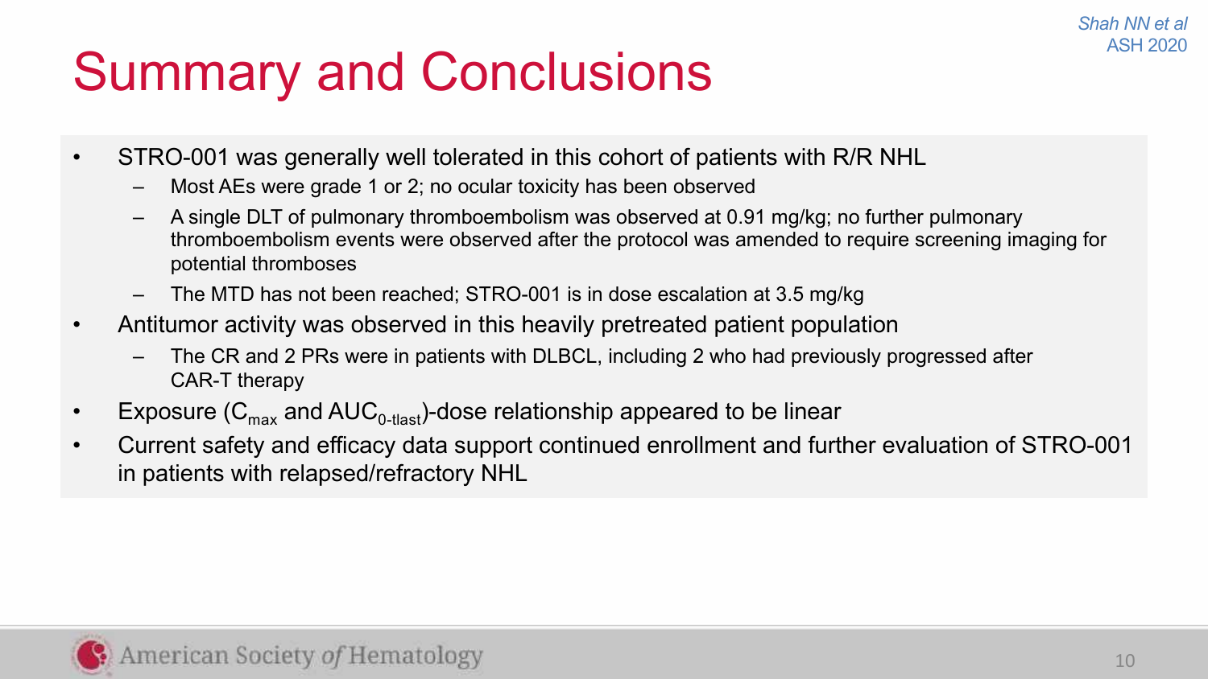*Shah NN et al*
*ASH 2020*

# Summary and Conclusions

- STRO-001 was generally well tolerated in this cohort of patients with R/R NHL
  - Most AEs were grade 1 or 2; no ocular toxicity has been observed
  - A single DLT of pulmonary thromboembolism was observed at 0.91 mg/kg; no further pulmonary thromboembolism events were observed after the protocol was amended to require screening imaging for potential thromboses
  - The MTD has not been reached; STRO-001 is in dose escalation at 3.5 mg/kg
- Antitumor activity was observed in this heavily pretreated patient population
  - The CR and 2 PRs were in patients with DLBCL, including 2 who had previously progressed after CAR-T therapy
- Exposure ($C_{max}$ and $AUC_{0\text{-tlast}}$)-dose relationship appeared to be linear
- Current safety and efficacy data support continued enrollment and further evaluation of STRO-001 in patients with relapsed/refractory NHL